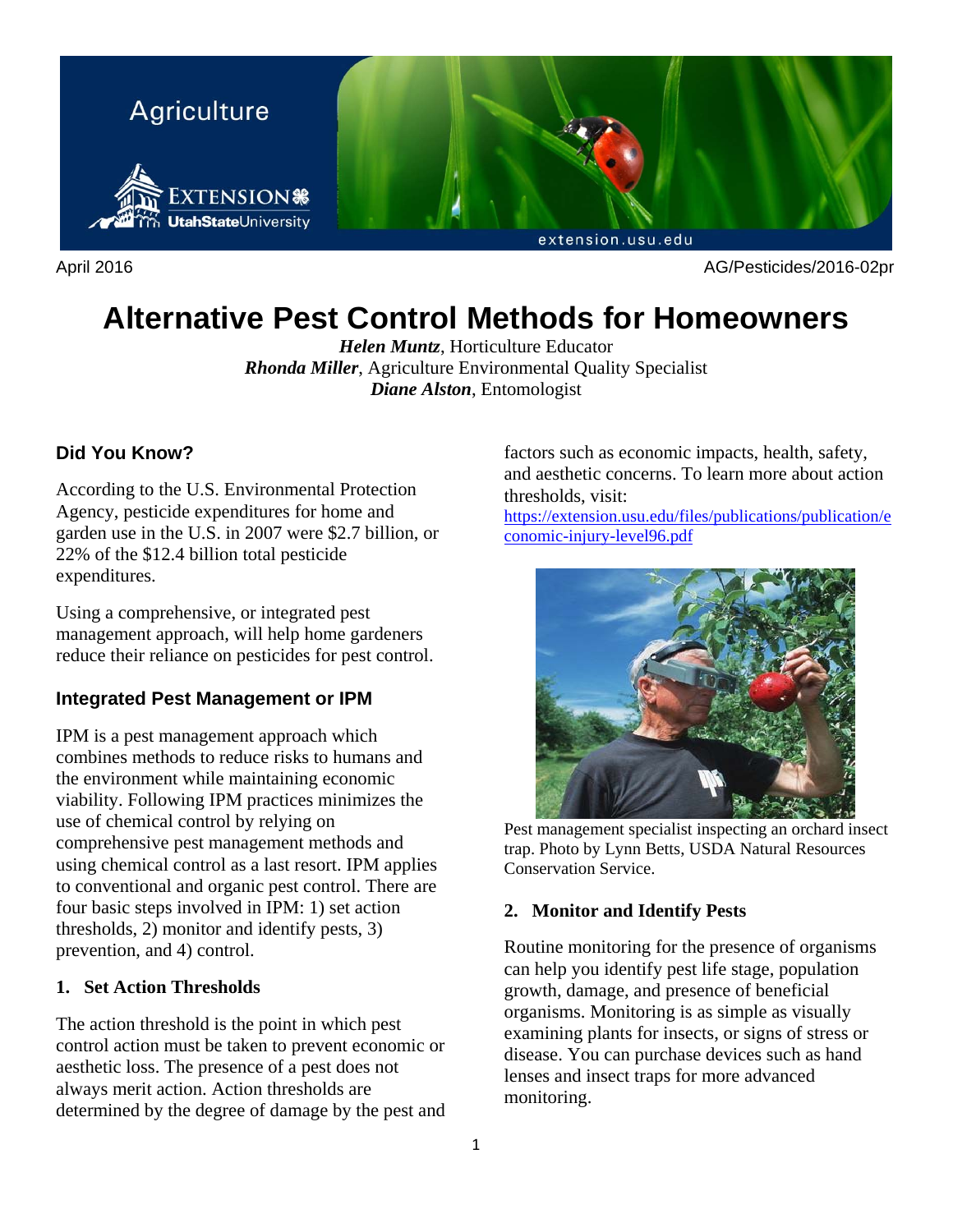April 2016 AG/Pesticides/2016-02pr

# Alternative Pest Control Methods for Homeowners

***Helen Muntz***, Horticulture Educator
***Rhonda Miller***, Agriculture Environmental Quality Specialist
***Diane Alston***, Entomologist

## Did You Know?

According to the U.S. Environmental Protection Agency, pesticide expenditures for home and garden use in the U.S. in 2007 were $2.7 billion, or 22% of the $12.4 billion total pesticide expenditures.

Using a comprehensive, or integrated pest management approach, will help home gardeners reduce their reliance on pesticides for pest control.

## Integrated Pest Management or IPM

IPM is a pest management approach which combines methods to reduce risks to humans and the environment while maintaining economic viability. Following IPM practices minimizes the use of chemical control by relying on comprehensive pest management methods and using chemical control as a last resort. IPM applies to conventional and organic pest control. There are four basic steps involved in IPM: 1) set action thresholds, 2) monitor and identify pests, 3) prevention, and 4) control.

### 1. Set Action Thresholds

The action threshold is the point in which pest control action must be taken to prevent economic or aesthetic loss. The presence of a pest does not always merit action. Action thresholds are determined by the degree of damage by the pest and factors such as economic impacts, health, safety, and aesthetic concerns. To learn more about action thresholds, visit: https://extension.usu.edu/files/publications/publication/economic-injury-level96.pdf

Pest management specialist inspecting an orchard insect trap. Photo by Lynn Betts, USDA Natural Resources Conservation Service.

### 2. Monitor and Identify Pests

Routine monitoring for the presence of organisms can help you identify pest life stage, population growth, damage, and presence of beneficial organisms. Monitoring is as simple as visually examining plants for insects, or signs of stress or disease. You can purchase devices such as hand lenses and insect traps for more advanced monitoring.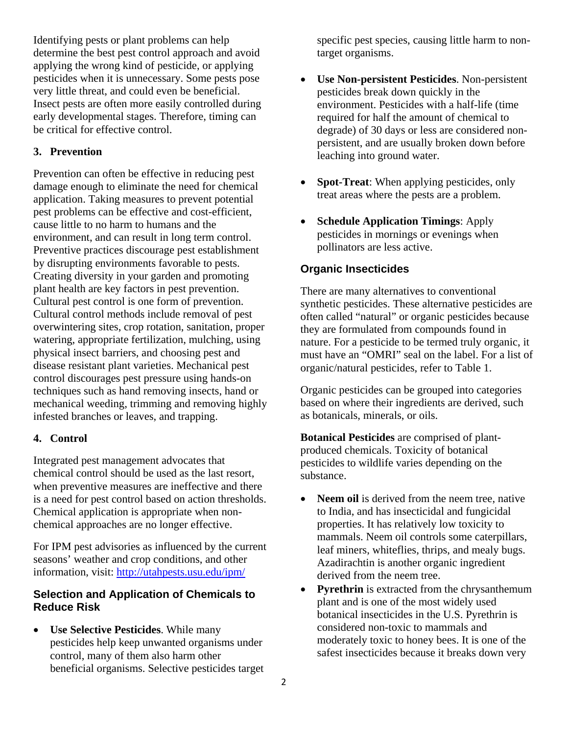Identifying pests or plant problems can help determine the best pest control approach and avoid applying the wrong kind of pesticide, or applying pesticides when it is unnecessary. Some pests pose very little threat, and could even be beneficial. Insect pests are often more easily controlled during early developmental stages. Therefore, timing can be critical for effective control.

### 3. Prevention

Prevention can often be effective in reducing pest damage enough to eliminate the need for chemical application. Taking measures to prevent potential pest problems can be effective and cost-efficient, cause little to no harm to humans and the environment, and can result in long term control. Preventive practices discourage pest establishment by disrupting environments favorable to pests. Creating diversity in your garden and promoting plant health are key factors in pest prevention. Cultural pest control is one form of prevention. Cultural control methods include removal of pest overwintering sites, crop rotation, sanitation, proper watering, appropriate fertilization, mulching, using physical insect barriers, and choosing pest and disease resistant plant varieties. Mechanical pest control discourages pest pressure using hands-on techniques such as hand removing insects, hand or mechanical weeding, trimming and removing highly infested branches or leaves, and trapping.

### 4. Control

Integrated pest management advocates that chemical control should be used as the last resort, when preventive measures are ineffective and there is a need for pest control based on action thresholds. Chemical application is appropriate when non-chemical approaches are no longer effective.

For IPM pest advisories as influenced by the current seasons' weather and crop conditions, and other information, visit: http://utahpests.usu.edu/ipm/

## Selection and Application of Chemicals to Reduce Risk

- **Use Selective Pesticides**. While many pesticides help keep unwanted organisms under control, many of them also harm other beneficial organisms. Selective pesticides target specific pest species, causing little harm to non-target organisms.
- **Use Non-persistent Pesticides**. Non-persistent pesticides break down quickly in the environment. Pesticides with a half-life (time required for half the amount of chemical to degrade) of 30 days or less are considered non-persistent, and are usually broken down before leaching into ground water.
- **Spot-Treat**: When applying pesticides, only treat areas where the pests are a problem.
- **Schedule Application Timings**: Apply pesticides in mornings or evenings when pollinators are less active.

## Organic Insecticides

There are many alternatives to conventional synthetic pesticides. These alternative pesticides are often called "natural" or organic pesticides because they are formulated from compounds found in nature. For a pesticide to be termed truly organic, it must have an "OMRI" seal on the label. For a list of organic/natural pesticides, refer to Table 1.

Organic pesticides can be grouped into categories based on where their ingredients are derived, such as botanicals, minerals, or oils.

**Botanical Pesticides** are comprised of plant-produced chemicals. Toxicity of botanical pesticides to wildlife varies depending on the substance.

- **Neem oil** is derived from the neem tree, native to India, and has insecticidal and fungicidal properties. It has relatively low toxicity to mammals. Neem oil controls some caterpillars, leaf miners, whiteflies, thrips, and mealy bugs. Azadirachtin is another organic ingredient derived from the neem tree.
- **Pyrethrin** is extracted from the chrysanthemum plant and is one of the most widely used botanical insecticides in the U.S. Pyrethrin is considered non-toxic to mammals and moderately toxic to honey bees. It is one of the safest insecticides because it breaks down very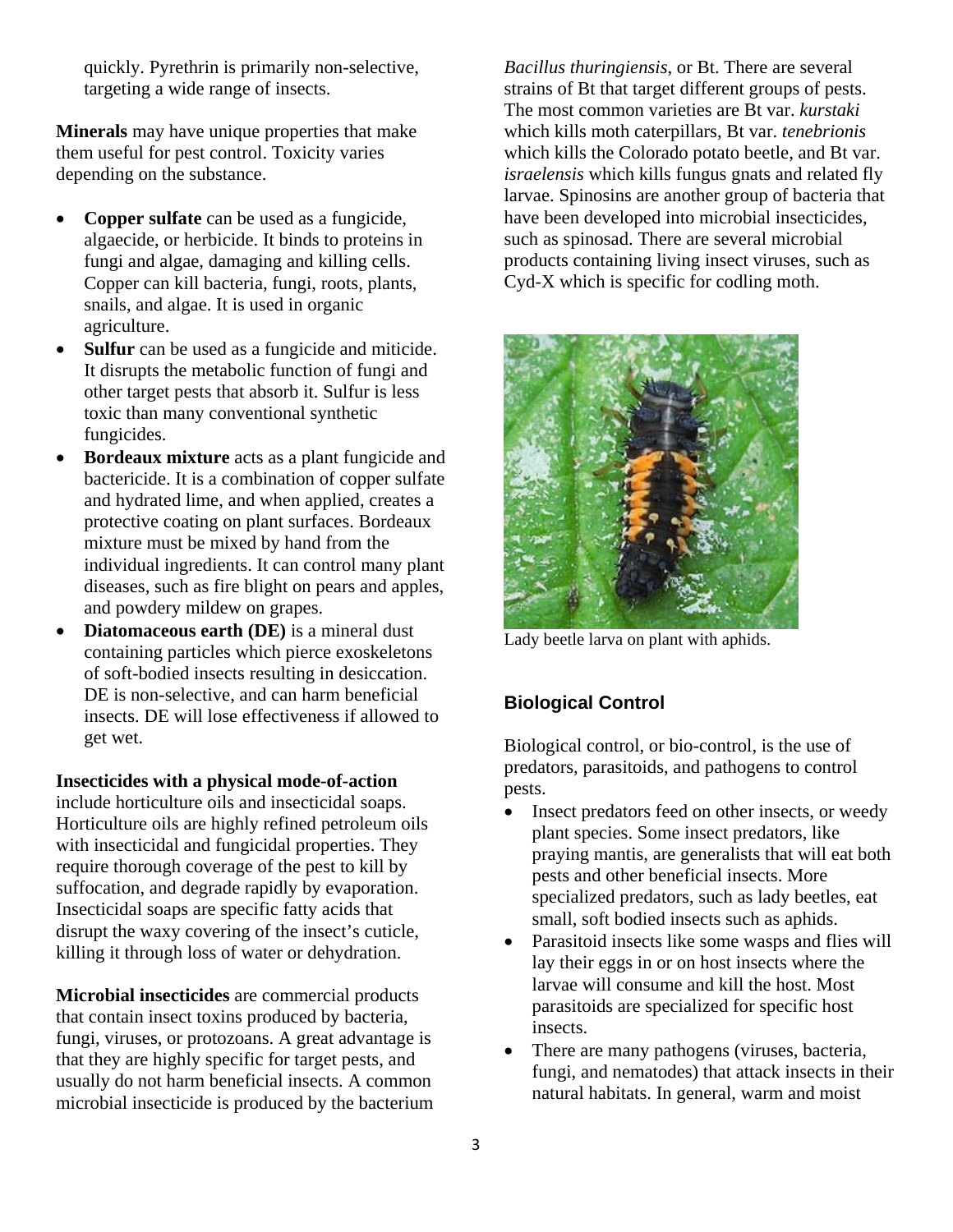quickly. Pyrethrin is primarily non-selective, targeting a wide range of insects.

**Minerals** may have unique properties that make them useful for pest control. Toxicity varies depending on the substance.

- **Copper sulfate** can be used as a fungicide, algaecide, or herbicide. It binds to proteins in fungi and algae, damaging and killing cells. Copper can kill bacteria, fungi, roots, plants, snails, and algae. It is used in organic agriculture.
- **Sulfur** can be used as a fungicide and miticide. It disrupts the metabolic function of fungi and other target pests that absorb it. Sulfur is less toxic than many conventional synthetic fungicides.
- **Bordeaux mixture** acts as a plant fungicide and bactericide. It is a combination of copper sulfate and hydrated lime, and when applied, creates a protective coating on plant surfaces. Bordeaux mixture must be mixed by hand from the individual ingredients. It can control many plant diseases, such as fire blight on pears and apples, and powdery mildew on grapes.
- **Diatomaceous earth (DE)** is a mineral dust containing particles which pierce exoskeletons of soft-bodied insects resulting in desiccation. DE is non-selective, and can harm beneficial insects. DE will lose effectiveness if allowed to get wet.

**Insecticides with a physical mode-of-action** include horticulture oils and insecticidal soaps. Horticulture oils are highly refined petroleum oils with insecticidal and fungicidal properties. They require thorough coverage of the pest to kill by suffocation, and degrade rapidly by evaporation. Insecticidal soaps are specific fatty acids that disrupt the waxy covering of the insect's cuticle, killing it through loss of water or dehydration.

**Microbial insecticides** are commercial products that contain insect toxins produced by bacteria, fungi, viruses, or protozoans. A great advantage is that they are highly specific for target pests, and usually do not harm beneficial insects. A common microbial insecticide is produced by the bacterium *Bacillus thuringiensis*, or Bt. There are several strains of Bt that target different groups of pests. The most common varieties are Bt var. *kurstaki* which kills moth caterpillars, Bt var. *tenebrionis* which kills the Colorado potato beetle, and Bt var. *israelensis* which kills fungus gnats and related fly larvae. Spinosins are another group of bacteria that have been developed into microbial insecticides, such as spinosad. There are several microbial products containing living insect viruses, such as Cyd-X which is specific for codling moth.

Lady beetle larva on plant with aphids.

### Biological Control

Biological control, or bio-control, is the use of predators, parasitoids, and pathogens to control pests.

- Insect predators feed on other insects, or weedy plant species. Some insect predators, like praying mantis, are generalists that will eat both pests and other beneficial insects. More specialized predators, such as lady beetles, eat small, soft bodied insects such as aphids.
- Parasitoid insects like some wasps and flies will lay their eggs in or on host insects where the larvae will consume and kill the host. Most parasitoids are specialized for specific host insects.
- There are many pathogens (viruses, bacteria, fungi, and nematodes) that attack insects in their natural habitats. In general, warm and moist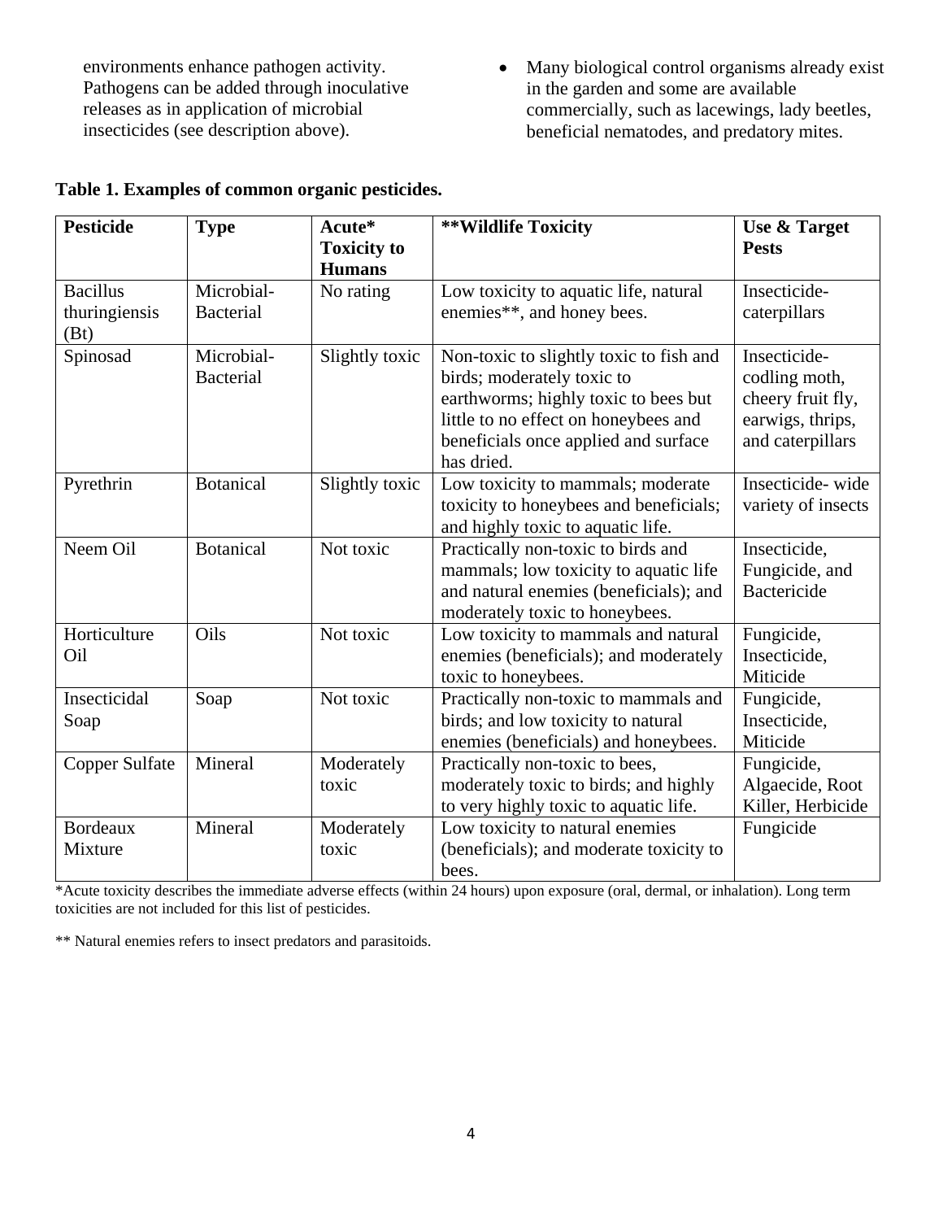environments enhance pathogen activity. Pathogens can be added through inoculative releases as in application of microbial insecticides (see description above).

- Many biological control organisms already exist in the garden and some are available commercially, such as lacewings, lady beetles, beneficial nematodes, and predatory mites.

**Table 1. Examples of common organic pesticides.**

| Pesticide | Type | Acute* Toxicity to Humans | **Wildlife Toxicity | Use & Target Pests |
|---|---|---|---|---|
| Bacillus thuringiensis (Bt) | Microbial-Bacterial | No rating | Low toxicity to aquatic life, natural enemies**, and honey bees. | Insecticide-caterpillars |
| Spinosad | Microbial-Bacterial | Slightly toxic | Non-toxic to slightly toxic to fish and birds; moderately toxic to earthworms; highly toxic to bees but little to no effect on honeybees and beneficials once applied and surface has dried. | Insecticide-codling moth, cheery fruit fly, earwigs, thrips, and caterpillars |
| Pyrethrin | Botanical | Slightly toxic | Low toxicity to mammals; moderate toxicity to honeybees and beneficials; and highly toxic to aquatic life. | Insecticide- wide variety of insects |
| Neem Oil | Botanical | Not toxic | Practically non-toxic to birds and mammals; low toxicity to aquatic life and natural enemies (beneficials); and moderately toxic to honeybees. | Insecticide, Fungicide, and Bactericide |
| Horticulture Oil | Oils | Not toxic | Low toxicity to mammals and natural enemies (beneficials); and moderately toxic to honeybees. | Fungicide, Insecticide, Miticide |
| Insecticidal Soap | Soap | Not toxic | Practically non-toxic to mammals and birds; and low toxicity to natural enemies (beneficials) and honeybees. | Fungicide, Insecticide, Miticide |
| Copper Sulfate | Mineral | Moderately toxic | Practically non-toxic to bees, moderately toxic to birds; and highly to very highly toxic to aquatic life. | Fungicide, Algaecide, Root Killer, Herbicide |
| Bordeaux Mixture | Mineral | Moderately toxic | Low toxicity to natural enemies (beneficials); and moderate toxicity to bees. | Fungicide |

*Acute toxicity describes the immediate adverse effects (within 24 hours) upon exposure (oral, dermal, or inhalation). Long term toxicities are not included for this list of pesticides.

** Natural enemies refers to insect predators and parasitoids.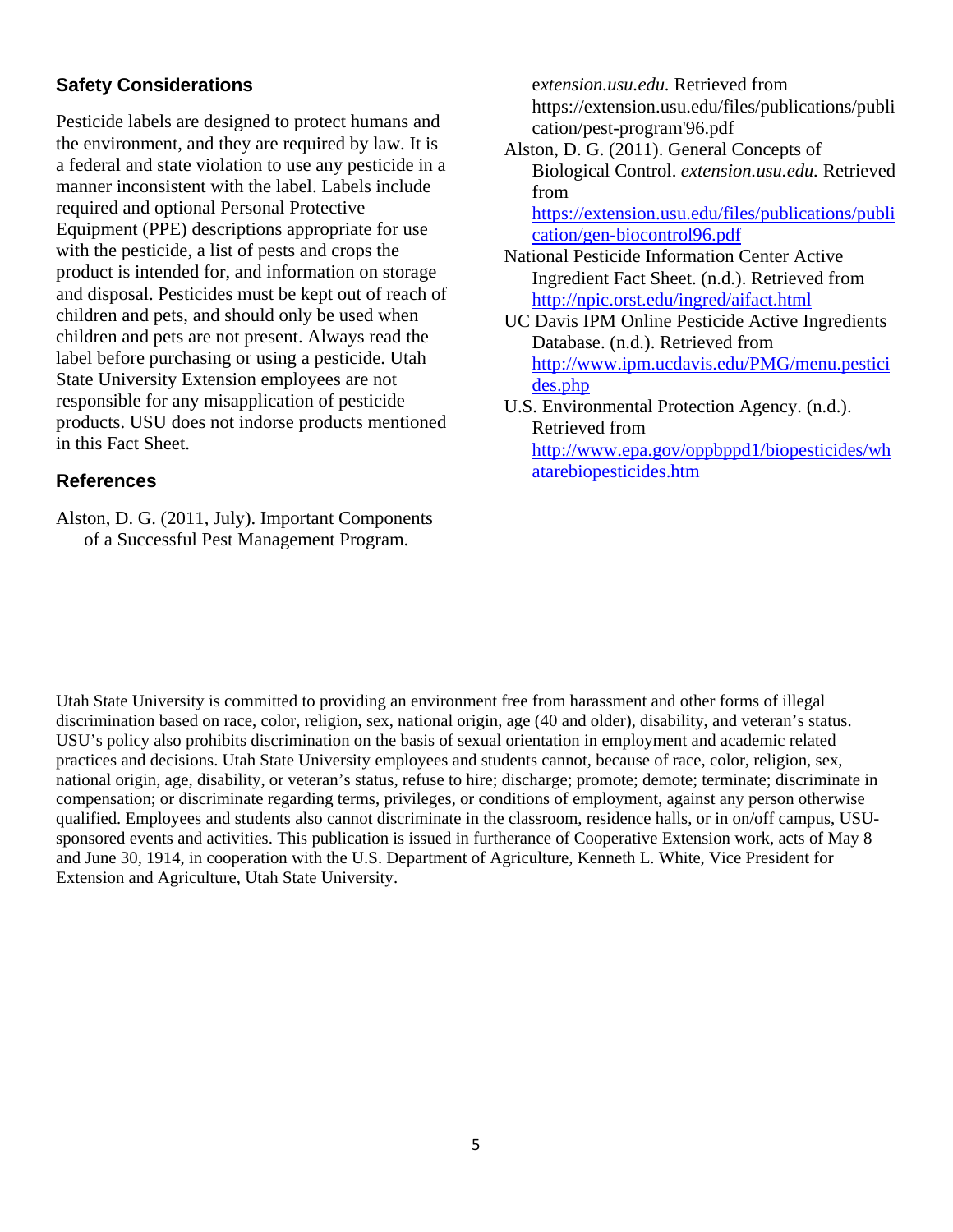## Safety Considerations

Pesticide labels are designed to protect humans and the environment, and they are required by law. It is a federal and state violation to use any pesticide in a manner inconsistent with the label. Labels include required and optional Personal Protective Equipment (PPE) descriptions appropriate for use with the pesticide, a list of pests and crops the product is intended for, and information on storage and disposal. Pesticides must be kept out of reach of children and pets, and should only be used when children and pets are not present. Always read the label before purchasing or using a pesticide. Utah State University Extension employees are not responsible for any misapplication of pesticide products. USU does not indorse products mentioned in this Fact Sheet.

## References

Alston, D. G. (2011, July). Important Components of a Successful Pest Management Program. *extension.usu.edu.* Retrieved from https://extension.usu.edu/files/publications/publication/pest-program'96.pdf

Alston, D. G. (2011). General Concepts of Biological Control. *extension.usu.edu.* Retrieved from https://extension.usu.edu/files/publications/publication/gen-biocontrol96.pdf

National Pesticide Information Center Active Ingredient Fact Sheet. (n.d.). Retrieved from http://npic.orst.edu/ingred/aifact.html

UC Davis IPM Online Pesticide Active Ingredients Database. (n.d.). Retrieved from http://www.ipm.ucdavis.edu/PMG/menu.pesticides.php

U.S. Environmental Protection Agency. (n.d.). Retrieved from http://www.epa.gov/oppbppd1/biopesticides/whatarebiopesticides.htm

Utah State University is committed to providing an environment free from harassment and other forms of illegal discrimination based on race, color, religion, sex, national origin, age (40 and older), disability, and veteran's status. USU's policy also prohibits discrimination on the basis of sexual orientation in employment and academic related practices and decisions. Utah State University employees and students cannot, because of race, color, religion, sex, national origin, age, disability, or veteran's status, refuse to hire; discharge; promote; demote; terminate; discriminate in compensation; or discriminate regarding terms, privileges, or conditions of employment, against any person otherwise qualified. Employees and students also cannot discriminate in the classroom, residence halls, or in on/off campus, USU-sponsored events and activities. This publication is issued in furtherance of Cooperative Extension work, acts of May 8 and June 30, 1914, in cooperation with the U.S. Department of Agriculture, Kenneth L. White, Vice President for Extension and Agriculture, Utah State University.